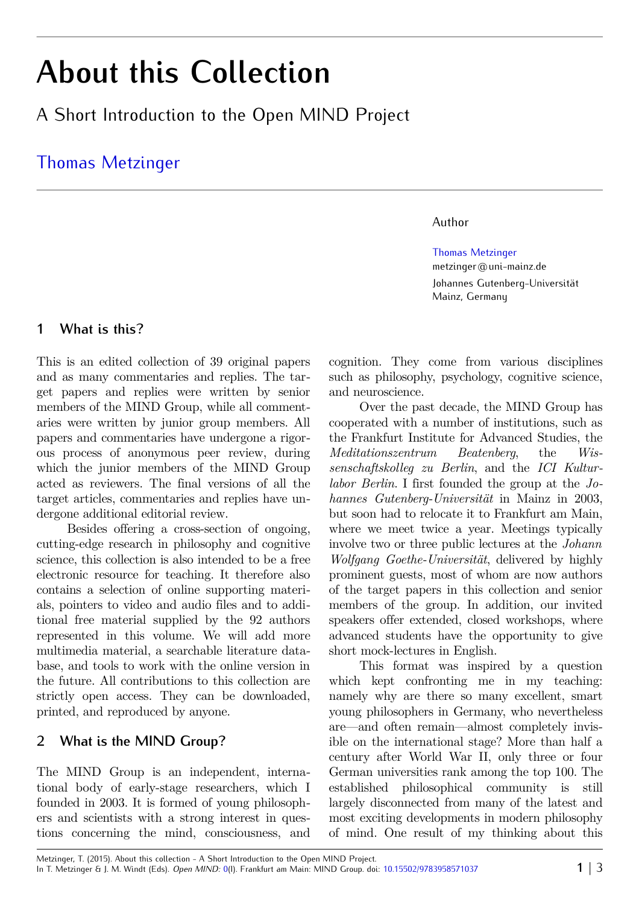# About this Collection

## A Short Introduction to the Open MIND Project

Thomas Metzinger

Author

Thomas Metzinger
metzinger@uni-mainz.de
Johannes Gutenberg-Universität
Mainz, Germany

### 1 What is this?

This is an edited collection of 39 original papers and as many commentaries and replies. The target papers and replies were written by senior members of the MIND Group, while all commentaries were written by junior group members. All papers and commentaries have undergone a rigorous process of anonymous peer review, during which the junior members of the MIND Group acted as reviewers. The final versions of all the target articles, commentaries and replies have undergone additional editorial review.

Besides offering a cross-section of ongoing, cutting-edge research in philosophy and cognitive science, this collection is also intended to be a free electronic resource for teaching. It therefore also contains a selection of online supporting materials, pointers to video and audio files and to additional free material supplied by the 92 authors represented in this volume. We will add more multimedia material, a searchable literature database, and tools to work with the online version in the future. All contributions to this collection are strictly open access. They can be downloaded, printed, and reproduced by anyone.

### 2 What is the MIND Group?

The MIND Group is an independent, international body of early-stage researchers, which I founded in 2003. It is formed of young philosophers and scientists with a strong interest in questions concerning the mind, consciousness, and cognition. They come from various disciplines such as philosophy, psychology, cognitive science, and neuroscience.

Over the past decade, the MIND Group has cooperated with a number of institutions, such as the Frankfurt Institute for Advanced Studies, the *Meditationszentrum Beatenberg*, the *Wissenschaftskolleg zu Berlin*, and the *ICI Kulturlabor Berlin*. I first founded the group at the *Johannes Gutenberg-Universität* in Mainz in 2003, but soon had to relocate it to Frankfurt am Main, where we meet twice a year. Meetings typically involve two or three public lectures at the *Johann Wolfgang Goethe-Universität*, delivered by highly prominent guests, most of whom are now authors of the target papers in this collection and senior members of the group. In addition, our invited speakers offer extended, closed workshops, where advanced students have the opportunity to give short mock-lectures in English.

This format was inspired by a question which kept confronting me in my teaching: namely why are there so many excellent, smart young philosophers in Germany, who nevertheless are—and often remain—almost completely invisible on the international stage? More than half a century after World War II, only three or four German universities rank among the top 100. The established philosophical community is still largely disconnected from many of the latest and most exciting developments in modern philosophy of mind. One result of my thinking about this

Metzinger, T. (2015). About this collection - A Short Introduction to the Open MIND Project.
In T. Metzinger & J. M. Windt (Eds). *Open MIND:* 0(I). Frankfurt am Main: MIND Group. doi: 10.15502/9783958571037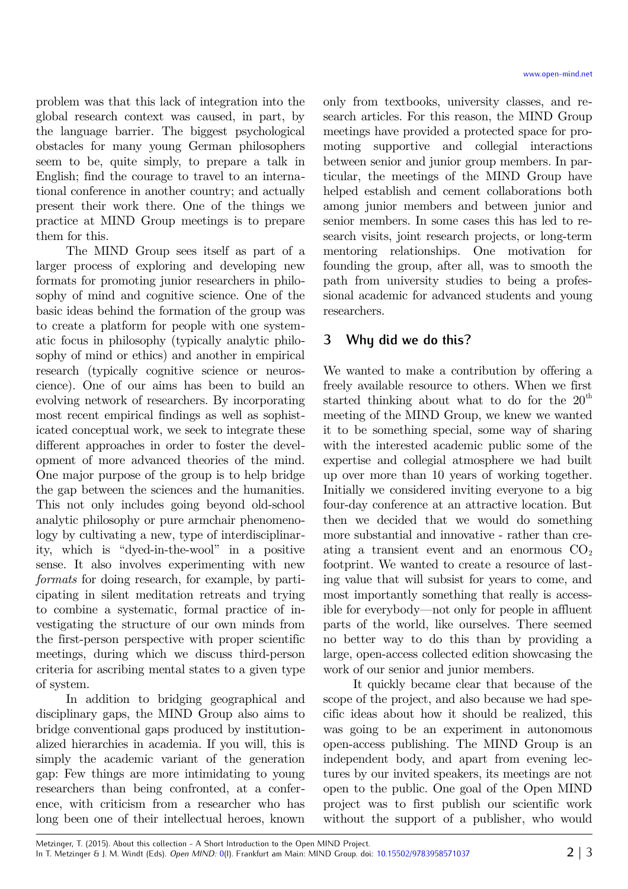problem was that this lack of integration into the global research context was caused, in part, by the language barrier. The biggest psychological obstacles for many young German philosophers seem to be, quite simply, to prepare a talk in English; find the courage to travel to an international conference in another country; and actually present their work there. One of the things we practice at MIND Group meetings is to prepare them for this.

The MIND Group sees itself as part of a larger process of exploring and developing new formats for promoting junior researchers in philosophy of mind and cognitive science. One of the basic ideas behind the formation of the group was to create a platform for people with one systematic focus in philosophy (typically analytic philosophy of mind or ethics) and another in empirical research (typically cognitive science or neuroscience). One of our aims has been to build an evolving network of researchers. By incorporating most recent empirical findings as well as sophisticated conceptual work, we seek to integrate these different approaches in order to foster the development of more advanced theories of the mind. One major purpose of the group is to help bridge the gap between the sciences and the humanities. This not only includes going beyond old-school analytic philosophy or pure armchair phenomenology by cultivating a new, type of interdisciplinarity, which is "dyed-in-the-wool" in a positive sense. It also involves experimenting with new *formats* for doing research, for example, by participating in silent meditation retreats and trying to combine a systematic, formal practice of investigating the structure of our own minds from the first-person perspective with proper scientific meetings, during which we discuss third-person criteria for ascribing mental states to a given type of system.

In addition to bridging geographical and disciplinary gaps, the MIND Group also aims to bridge conventional gaps produced by institutionalized hierarchies in academia. If you will, this is simply the academic variant of the generation gap: Few things are more intimidating to young researchers than being confronted, at a conference, with criticism from a researcher who has long been one of their intellectual heroes, known only from textbooks, university classes, and research articles. For this reason, the MIND Group meetings have provided a protected space for promoting supportive and collegial interactions between senior and junior group members. In particular, the meetings of the MIND Group have helped establish and cement collaborations both among junior members and between junior and senior members. In some cases this has led to research visits, joint research projects, or long-term mentoring relationships. One motivation for founding the group, after all, was to smooth the path from university studies to being a professional academic for advanced students and young researchers.

## 3 Why did we do this?

We wanted to make a contribution by offering a freely available resource to others. When we first started thinking about what to do for the 20[th] meeting of the MIND Group, we knew we wanted it to be something special, some way of sharing with the interested academic public some of the expertise and collegial atmosphere we had built up over more than 10 years of working together. Initially we considered inviting everyone to a big four-day conference at an attractive location. But then we decided that we would do something more substantial and innovative - rather than creating a transient event and an enormous $CO_2$ footprint. We wanted to create a resource of lasting value that will subsist for years to come, and most importantly something that really is accessible for everybody—not only for people in affluent parts of the world, like ourselves. There seemed no better way to do this than by providing a large, open-access collected edition showcasing the work of our senior and junior members.

It quickly became clear that because of the scope of the project, and also because we had specific ideas about how it should be realized, this was going to be an experiment in autonomous open-access publishing. The MIND Group is an independent body, and apart from evening lectures by our invited speakers, its meetings are not open to the public. One goal of the Open MIND project was to first publish our scientific work without the support of a publisher, who would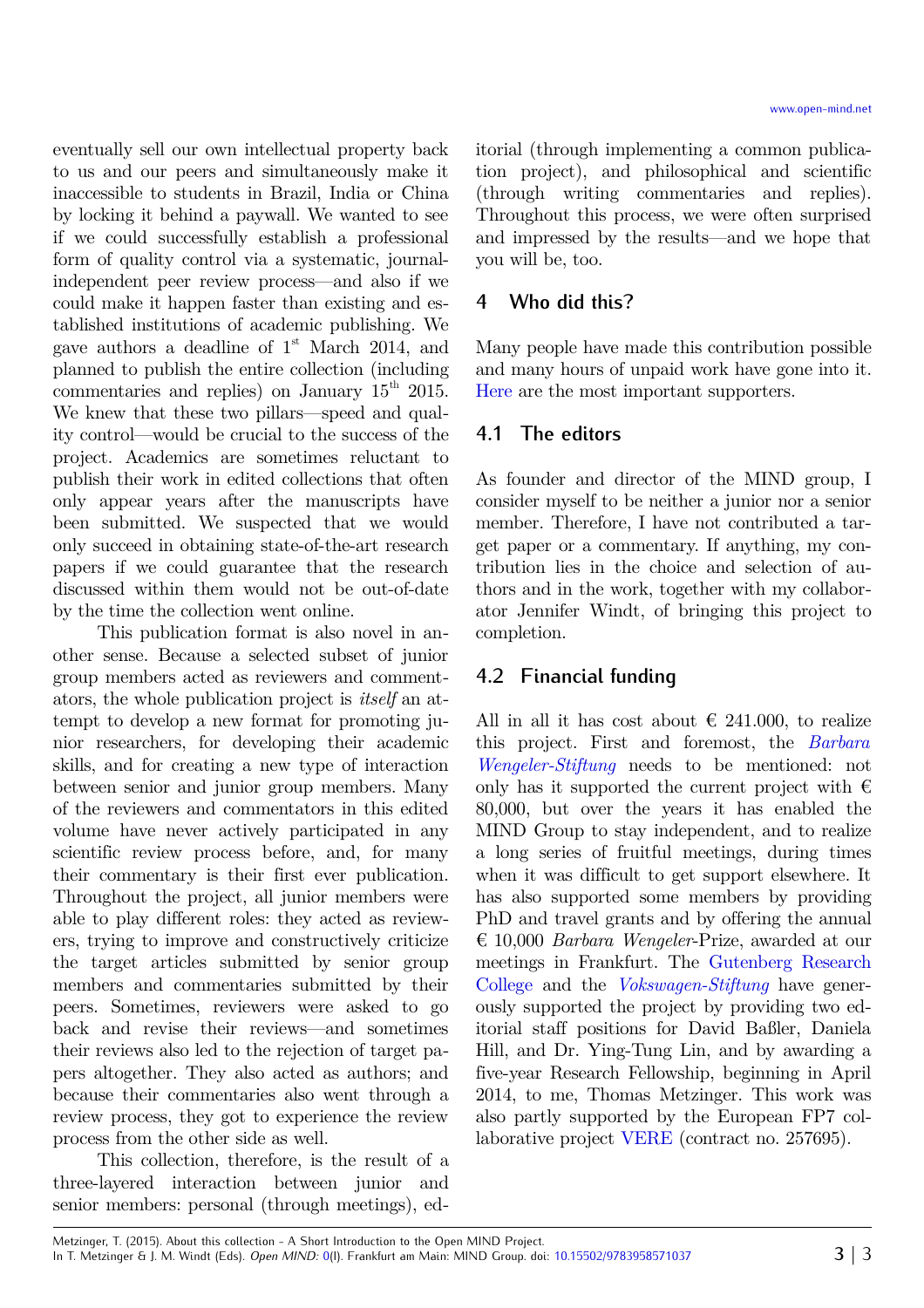eventually sell our own intellectual property back to us and our peers and simultaneously make it inaccessible to students in Brazil, India or China by locking it behind a paywall. We wanted to see if we could successfully establish a professional form of quality control via a systematic, journal-independent peer review process—and also if we could make it happen faster than existing and established institutions of academic publishing. We gave authors a deadline of 1st March 2014, and planned to publish the entire collection (including commentaries and replies) on January 15th 2015. We knew that these two pillars—speed and quality control—would be crucial to the success of the project. Academics are sometimes reluctant to publish their work in edited collections that often only appear years after the manuscripts have been submitted. We suspected that we would only succeed in obtaining state-of-the-art research papers if we could guarantee that the research discussed within them would not be out-of-date by the time the collection went online.

This publication format is also novel in another sense. Because a selected subset of junior group members acted as reviewers and commentators, the whole publication project is *itself* an attempt to develop a new format for promoting junior researchers, for developing their academic skills, and for creating a new type of interaction between senior and junior group members. Many of the reviewers and commentators in this edited volume have never actively participated in any scientific review process before, and, for many their commentary is their first ever publication. Throughout the project, all junior members were able to play different roles: they acted as reviewers, trying to improve and constructively criticize the target articles submitted by senior group members and commentaries submitted by their peers. Sometimes, reviewers were asked to go back and revise their reviews—and sometimes their reviews also led to the rejection of target papers altogether. They also acted as authors; and because their commentaries also went through a review process, they got to experience the review process from the other side as well.

This collection, therefore, is the result of a three-layered interaction between junior and senior members: personal (through meetings), editorial (through implementing a common publication project), and philosophical and scientific (through writing commentaries and replies). Throughout this process, we were often surprised and impressed by the results—and we hope that you will be, too.

## 4 Who did this?

Many people have made this contribution possible and many hours of unpaid work have gone into it. Here are the most important supporters.

### 4.1 The editors

As founder and director of the MIND group, I consider myself to be neither a junior nor a senior member. Therefore, I have not contributed a target paper or a commentary. If anything, my contribution lies in the choice and selection of authors and in the work, together with my collaborator Jennifer Windt, of bringing this project to completion.

### 4.2 Financial funding

All in all it has cost about € 241.000, to realize this project. First and foremost, the *Barbara Wengeler-Stiftung* needs to be mentioned: not only has it supported the current project with € 80,000, but over the years it has enabled the MIND Group to stay independent, and to realize a long series of fruitful meetings, during times when it was difficult to get support elsewhere. It has also supported some members by providing PhD and travel grants and by offering the annual € 10,000 *Barbara Wengeler*-Prize, awarded at our meetings in Frankfurt. The Gutenberg Research College and the *Vokswagen-Stiftung* have generously supported the project by providing two editorial staff positions for David Baßler, Daniela Hill, and Dr. Ying-Tung Lin, and by awarding a five-year Research Fellowship, beginning in April 2014, to me, Thomas Metzinger. This work was also partly supported by the European FP7 collaborative project VERE (contract no. 257695).